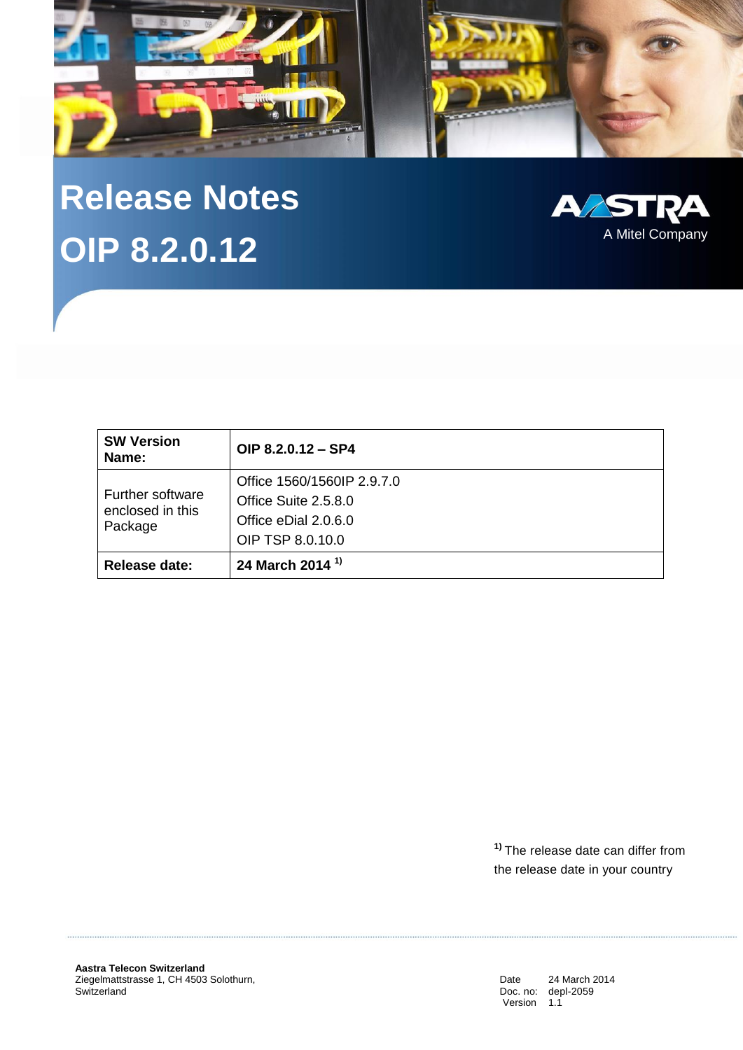# Release Notes

# OIP 8.2.0.12

AASTRA
A Mitel Company

| SW Version Name: | OIP 8.2.0.12 – SP4 |
|---|---|
| Further software enclosed in this Package | Office 1560/1560IP 2.9.7.0<br>Office Suite 2.5.8.0<br>Office eDial 2.0.6.0<br>OIP TSP 8.0.10.0 |
| **Release date:** | **24 March 2014 [1)]** |

[1)] The release date can differ from the release date in your country

**Aastra Telecon Switzerland**
Ziegelmattstrasse 1, CH 4503 Solothurn,
Switzerland

Date 24 March 2014
Doc. no: depl-2059
Version 1.1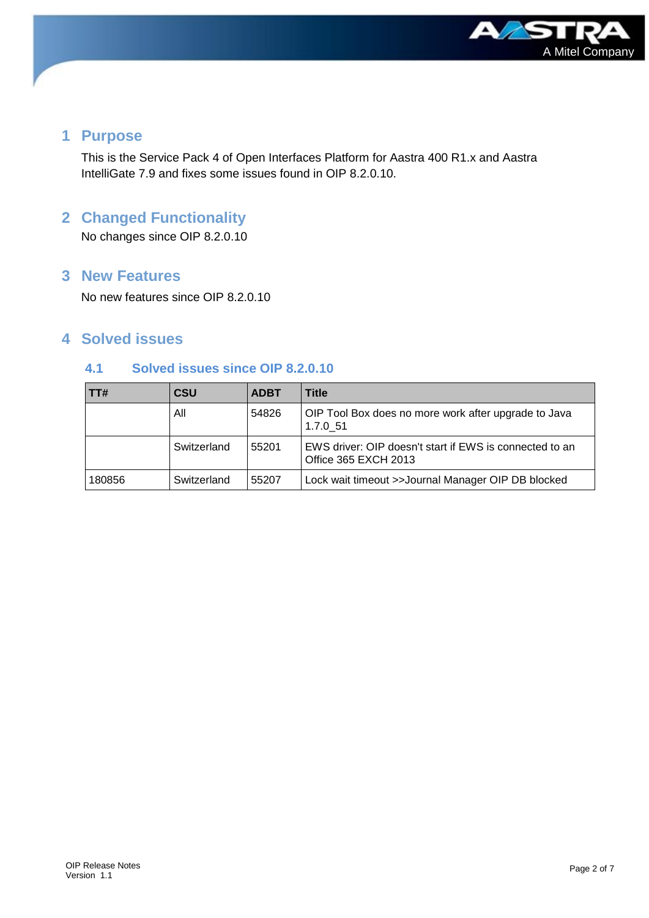# 1 Purpose

This is the Service Pack 4 of Open Interfaces Platform for Aastra 400 R1.x and Aastra IntelliGate 7.9 and fixes some issues found in OIP 8.2.0.10.

# 2 Changed Functionality

No changes since OIP 8.2.0.10

# 3 New Features

No new features since OIP 8.2.0.10

# 4 Solved issues

## 4.1 Solved issues since OIP 8.2.0.10

| TT# | CSU | ADBT | Title |
|---|---|---|---|
| | All | 54826 | OIP Tool Box does no more work after upgrade to Java 1.7.0_51 |
| | Switzerland | 55201 | EWS driver: OIP doesn't start if EWS is connected to an Office 365 EXCH 2013 |
| 180856 | Switzerland | 55207 | Lock wait timeout >>Journal Manager OIP DB blocked |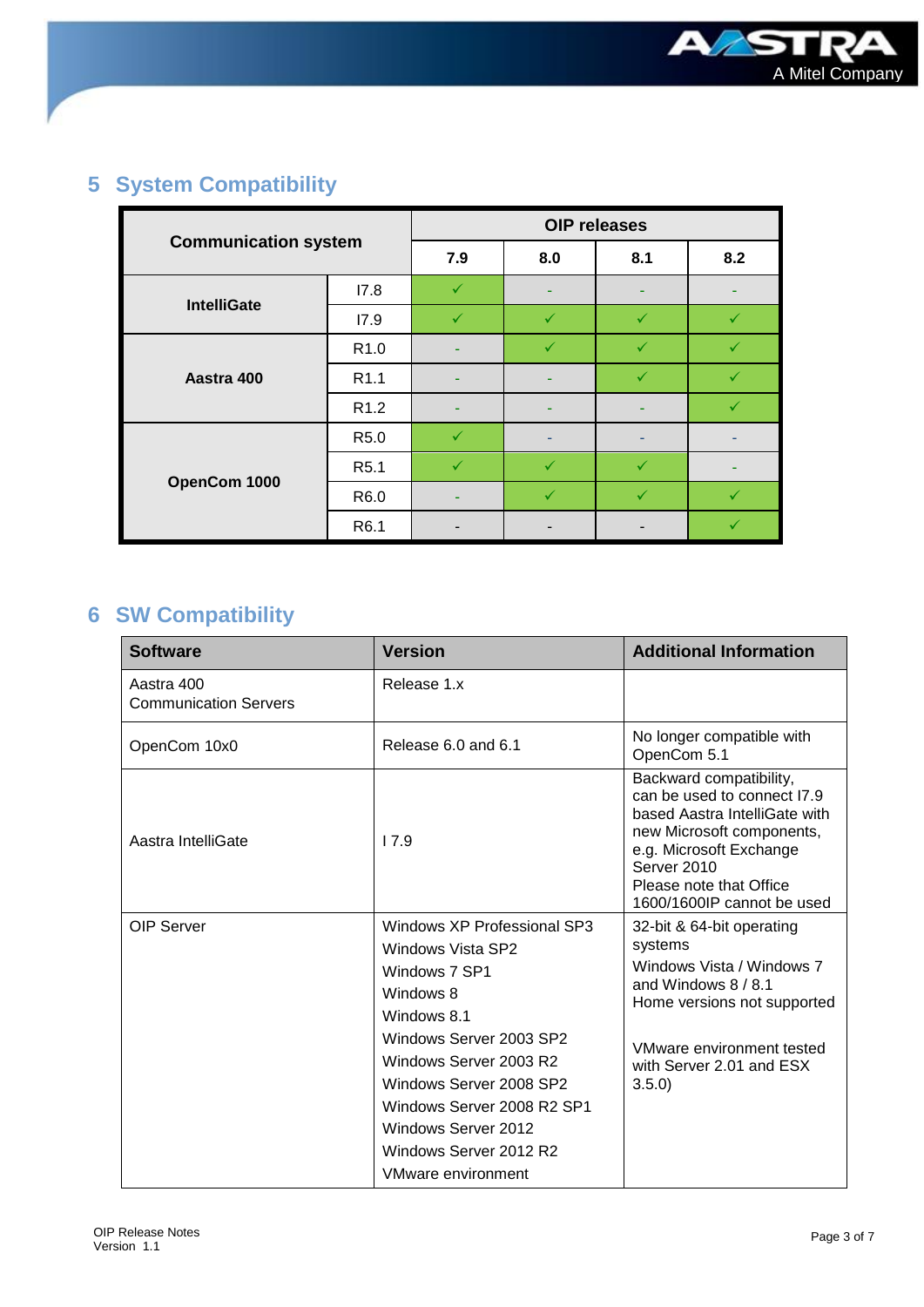# 5 System Compatibility

| Communication system | | OIP releases | | | |
|---|---|---|---|---|---|
| | | 7.9 | 8.0 | 8.1 | 8.2 |
| IntelliGate | I7.8 | ✓ | - | - | - |
| | I7.9 | ✓ | ✓ | ✓ | ✓ |
| Aastra 400 | R1.0 | - | ✓ | ✓ | ✓ |
| | R1.1 | - | - | ✓ | ✓ |
| | R1.2 | - | - | - | ✓ |
| OpenCom 1000 | R5.0 | ✓ | - | - | - |
| | R5.1 | ✓ | ✓ | ✓ | - |
| | R6.0 | - | ✓ | ✓ | ✓ |
| | R6.1 | - | - | - | ✓ |

# 6 SW Compatibility

| Software | Version | Additional Information |
|---|---|---|
| Aastra 400 Communication Servers | Release 1.x | |
| OpenCom 10x0 | Release 6.0 and 6.1 | No longer compatible with OpenCom 5.1 |
| Aastra IntelliGate | I 7.9 | Backward compatibility, can be used to connect I7.9 based Aastra IntelliGate with new Microsoft components, e.g. Microsoft Exchange Server 2010<br>Please note that Office 1600/1600IP cannot be used |
| OIP Server | Windows XP Professional SP3<br>Windows Vista SP2<br>Windows 7 SP1<br>Windows 8<br>Windows 8.1<br>Windows Server 2003 SP2<br>Windows Server 2003 R2<br>Windows Server 2008 SP2<br>Windows Server 2008 R2 SP1<br>Windows Server 2012<br>Windows Server 2012 R2<br>VMware environment | 32-bit & 64-bit operating systems<br>Windows Vista / Windows 7 and Windows 8 / 8.1 Home versions not supported<br><br>VMware environment tested with Server 2.01 and ESX 3.5.0) |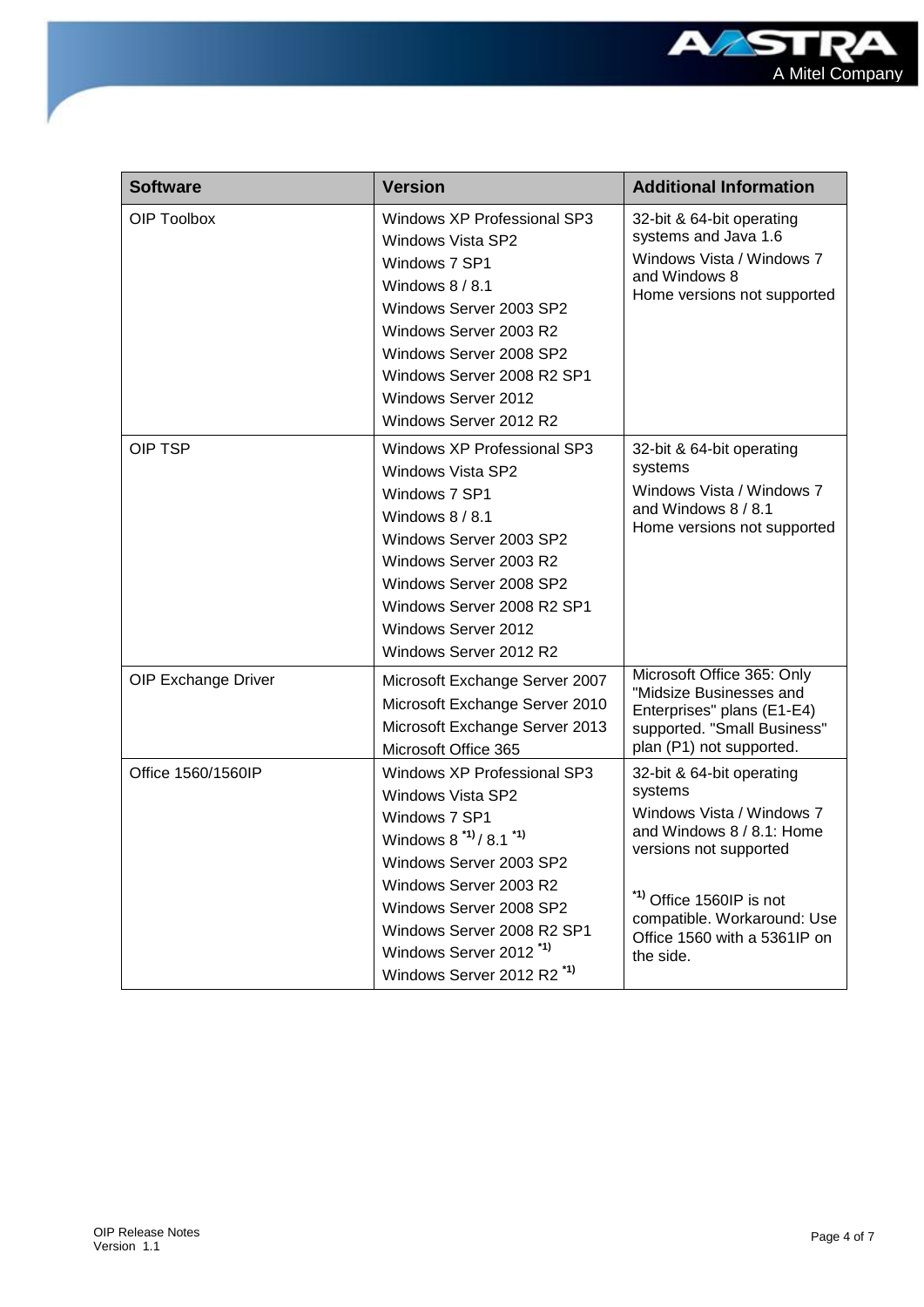| Software | Version | Additional Information |
| --- | --- | --- |
| OIP Toolbox | Windows XP Professional SP3<br>Windows Vista SP2<br>Windows 7 SP1<br>Windows 8 / 8.1<br>Windows Server 2003 SP2<br>Windows Server 2003 R2<br>Windows Server 2008 SP2<br>Windows Server 2008 R2 SP1<br>Windows Server 2012<br>Windows Server 2012 R2 | 32-bit & 64-bit operating systems and Java 1.6<br>Windows Vista / Windows 7 and Windows 8<br>Home versions not supported |
| OIP TSP | Windows XP Professional SP3<br>Windows Vista SP2<br>Windows 7 SP1<br>Windows 8 / 8.1<br>Windows Server 2003 SP2<br>Windows Server 2003 R2<br>Windows Server 2008 SP2<br>Windows Server 2008 R2 SP1<br>Windows Server 2012<br>Windows Server 2012 R2 | 32-bit & 64-bit operating systems<br>Windows Vista / Windows 7 and Windows 8 / 8.1<br>Home versions not supported |
| OIP Exchange Driver | Microsoft Exchange Server 2007<br>Microsoft Exchange Server 2010<br>Microsoft Exchange Server 2013<br>Microsoft Office 365 | Microsoft Office 365: Only "Midsize Businesses and Enterprises" plans (E1-E4) supported. "Small Business" plan (P1) not supported. |
| Office 1560/1560IP | Windows XP Professional SP3<br>Windows Vista SP2<br>Windows 7 SP1<br>Windows 8 *1) / 8.1 *1)<br>Windows Server 2003 SP2<br>Windows Server 2003 R2<br>Windows Server 2008 SP2<br>Windows Server 2008 R2 SP1<br>Windows Server 2012 *1)<br>Windows Server 2012 R2 *1) | 32-bit & 64-bit operating systems<br>Windows Vista / Windows 7 and Windows 8 / 8.1: Home versions not supported<br><br>*1) Office 1560IP is not compatible. Workaround: Use Office 1560 with a 5361IP on the side. |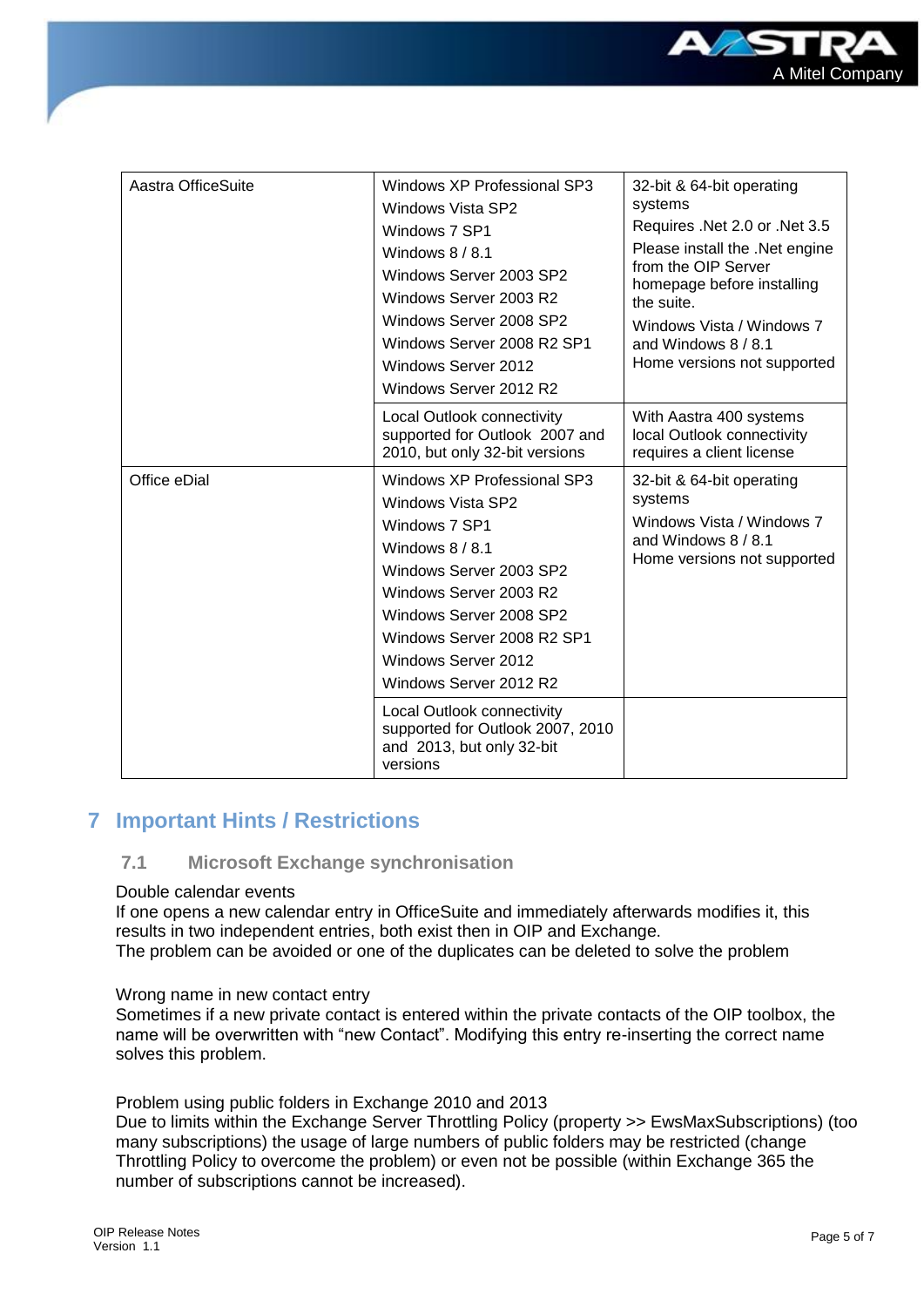| | | |
|---|---|---|
| Aastra OfficeSuite | Windows XP Professional SP3<br>Windows Vista SP2<br>Windows 7 SP1<br>Windows 8 / 8.1<br>Windows Server 2003 SP2<br>Windows Server 2003 R2<br>Windows Server 2008 SP2<br>Windows Server 2008 R2 SP1<br>Windows Server 2012<br>Windows Server 2012 R2 | 32-bit & 64-bit operating systems<br>Requires .Net 2.0 or .Net 3.5<br>Please install the .Net engine from the OIP Server homepage before installing the suite.<br>Windows Vista / Windows 7 and Windows 8 / 8.1 Home versions not supported |
| | Local Outlook connectivity supported for Outlook 2007 and 2010, but only 32-bit versions | With Aastra 400 systems local Outlook connectivity requires a client license |
| Office eDial | Windows XP Professional SP3<br>Windows Vista SP2<br>Windows 7 SP1<br>Windows 8 / 8.1<br>Windows Server 2003 SP2<br>Windows Server 2003 R2<br>Windows Server 2008 SP2<br>Windows Server 2008 R2 SP1<br>Windows Server 2012<br>Windows Server 2012 R2 | 32-bit & 64-bit operating systems<br>Windows Vista / Windows 7 and Windows 8 / 8.1 Home versions not supported |
| | Local Outlook connectivity supported for Outlook 2007, 2010 and 2013, but only 32-bit versions | |

# 7 Important Hints / Restrictions

## 7.1 Microsoft Exchange synchronisation

Double calendar events
If one opens a new calendar entry in OfficeSuite and immediately afterwards modifies it, this results in two independent entries, both exist then in OIP and Exchange.
The problem can be avoided or one of the duplicates can be deleted to solve the problem

Wrong name in new contact entry
Sometimes if a new private contact is entered within the private contacts of the OIP toolbox, the name will be overwritten with "new Contact". Modifying this entry re-inserting the correct name solves this problem.

Problem using public folders in Exchange 2010 and 2013
Due to limits within the Exchange Server Throttling Policy (property >> EwsMaxSubscriptions) (too many subscriptions) the usage of large numbers of public folders may be restricted (change Throttling Policy to overcome the problem) or even not be possible (within Exchange 365 the number of subscriptions cannot be increased).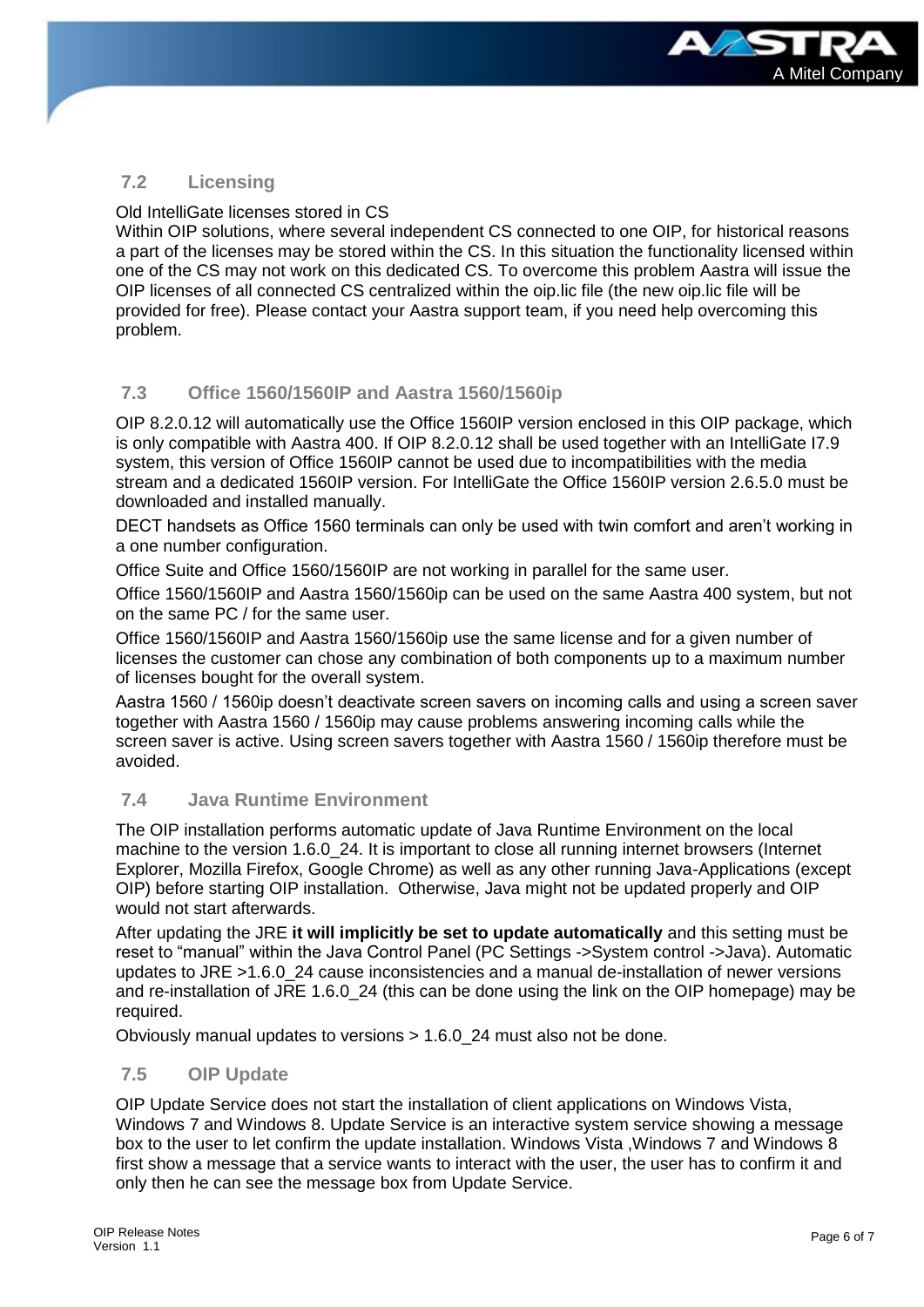## 7.2 Licensing

Old IntelliGate licenses stored in CS
Within OIP solutions, where several independent CS connected to one OIP, for historical reasons a part of the licenses may be stored within the CS. In this situation the functionality licensed within one of the CS may not work on this dedicated CS. To overcome this problem Aastra will issue the OIP licenses of all connected CS centralized within the oip.lic file (the new oip.lic file will be provided for free). Please contact your Aastra support team, if you need help overcoming this problem.

## 7.3 Office 1560/1560IP and Aastra 1560/1560ip

OIP 8.2.0.12 will automatically use the Office 1560IP version enclosed in this OIP package, which is only compatible with Aastra 400. If OIP 8.2.0.12 shall be used together with an IntelliGate I7.9 system, this version of Office 1560IP cannot be used due to incompatibilities with the media stream and a dedicated 1560IP version. For IntelliGate the Office 1560IP version 2.6.5.0 must be downloaded and installed manually.

DECT handsets as Office 1560 terminals can only be used with twin comfort and aren't working in a one number configuration.

Office Suite and Office 1560/1560IP are not working in parallel for the same user.

Office 1560/1560IP and Aastra 1560/1560ip can be used on the same Aastra 400 system, but not on the same PC / for the same user.

Office 1560/1560IP and Aastra 1560/1560ip use the same license and for a given number of licenses the customer can chose any combination of both components up to a maximum number of licenses bought for the overall system.

Aastra 1560 / 1560ip doesn't deactivate screen savers on incoming calls and using a screen saver together with Aastra 1560 / 1560ip may cause problems answering incoming calls while the screen saver is active. Using screen savers together with Aastra 1560 / 1560ip therefore must be avoided.

## 7.4 Java Runtime Environment

The OIP installation performs automatic update of Java Runtime Environment on the local machine to the version 1.6.0_24. It is important to close all running internet browsers (Internet Explorer, Mozilla Firefox, Google Chrome) as well as any other running Java-Applications (except OIP) before starting OIP installation. Otherwise, Java might not be updated properly and OIP would not start afterwards.

After updating the JRE **it will implicitly be set to update automatically** and this setting must be reset to "manual" within the Java Control Panel (PC Settings ->System control ->Java). Automatic updates to JRE >1.6.0_24 cause inconsistencies and a manual de-installation of newer versions and re-installation of JRE 1.6.0_24 (this can be done using the link on the OIP homepage) may be required.

Obviously manual updates to versions > 1.6.0_24 must also not be done.

## 7.5 OIP Update

OIP Update Service does not start the installation of client applications on Windows Vista, Windows 7 and Windows 8. Update Service is an interactive system service showing a message box to the user to let confirm the update installation. Windows Vista ,Windows 7 and Windows 8 first show a message that a service wants to interact with the user, the user has to confirm it and only then he can see the message box from Update Service.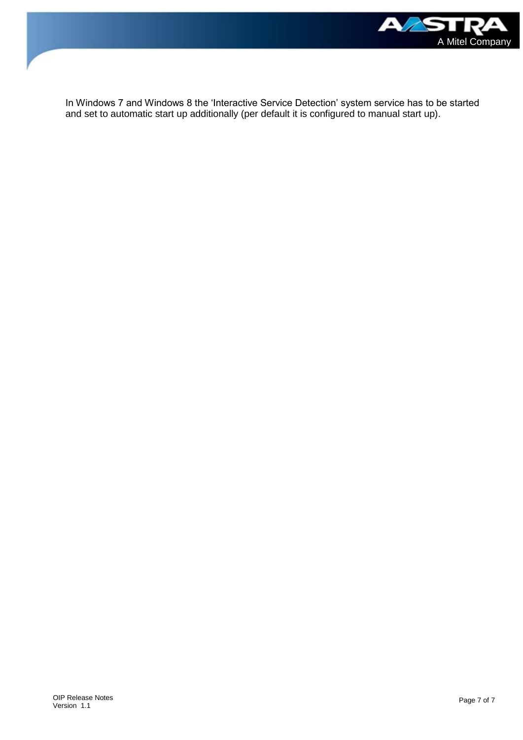In Windows 7 and Windows 8 the ‘Interactive Service Detection’ system service has to be started and set to automatic start up additionally (per default it is configured to manual start up).